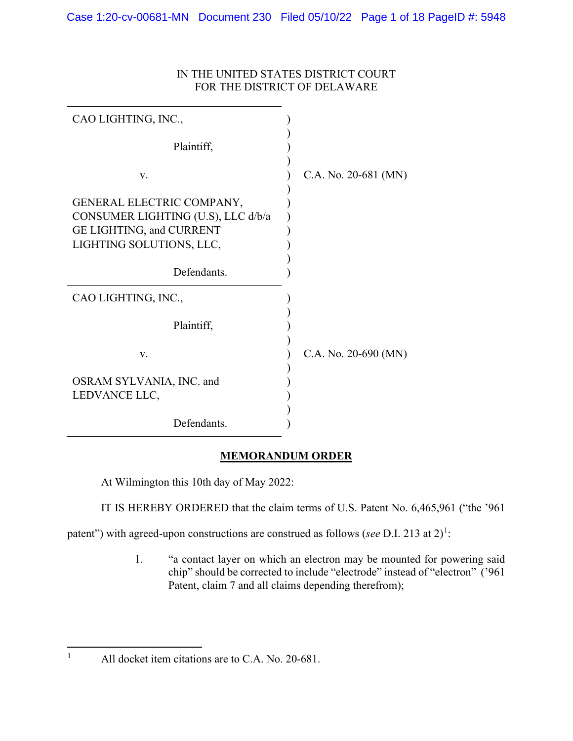IN THE UNITED STATES DISTRICT COURT
FOR THE DISTRICT OF DELAWARE

| | | |
|---|---|---|
| CAO LIGHTING, INC., Plaintiff, v. GENERAL ELECTRIC COMPANY, CONSUMER LIGHTING (U.S), LLC d/b/a GE LIGHTING, and CURRENT LIGHTING SOLUTIONS, LLC, Defendants. | ) | C.A. No. 20-681 (MN) |
| CAO LIGHTING, INC., Plaintiff, v. OSRAM SYLVANIA, INC. and LEDVANCE LLC, Defendants. | ) | C.A. No. 20-690 (MN) |

**MEMORANDUM ORDER**

At Wilmington this 10th day of May 2022:

IT IS HEREBY ORDERED that the claim terms of U.S. Patent No. 6,465,961 ("the '961 patent") with agreed-upon constructions are construed as follows (*see* D.I. 213 at 2)[1]:

1. "a contact layer on which an electron may be mounted for powering said chip" should be corrected to include "electrode" instead of "electron" ('961 Patent, claim 7 and all claims depending therefrom);

[1] All docket item citations are to C.A. No. 20-681.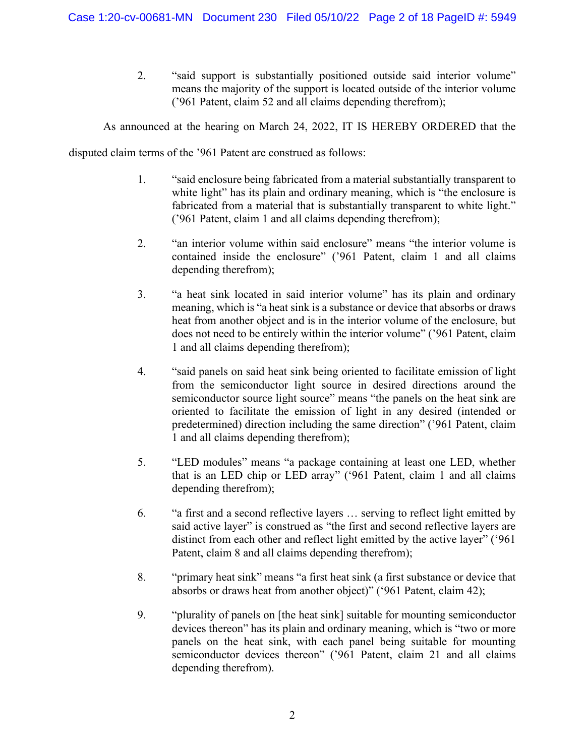2. "said support is substantially positioned outside said interior volume" means the majority of the support is located outside of the interior volume ('961 Patent, claim 52 and all claims depending therefrom);

As announced at the hearing on March 24, 2022, IT IS HEREBY ORDERED that the disputed claim terms of the '961 Patent are construed as follows:

1. "said enclosure being fabricated from a material substantially transparent to white light" has its plain and ordinary meaning, which is "the enclosure is fabricated from a material that is substantially transparent to white light." ('961 Patent, claim 1 and all claims depending therefrom);

2. "an interior volume within said enclosure" means "the interior volume is contained inside the enclosure" ('961 Patent, claim 1 and all claims depending therefrom);

3. "a heat sink located in said interior volume" has its plain and ordinary meaning, which is "a heat sink is a substance or device that absorbs or draws heat from another object and is in the interior volume of the enclosure, but does not need to be entirely within the interior volume" ('961 Patent, claim 1 and all claims depending therefrom);

4. "said panels on said heat sink being oriented to facilitate emission of light from the semiconductor light source in desired directions around the semiconductor source light source" means "the panels on the heat sink are oriented to facilitate the emission of light in any desired (intended or predetermined) direction including the same direction" ('961 Patent, claim 1 and all claims depending therefrom);

5. "LED modules" means "a package containing at least one LED, whether that is an LED chip or LED array" ('961 Patent, claim 1 and all claims depending therefrom);

6. "a first and a second reflective layers … serving to reflect light emitted by said active layer" is construed as "the first and second reflective layers are distinct from each other and reflect light emitted by the active layer" ('961 Patent, claim 8 and all claims depending therefrom);

8. "primary heat sink" means "a first heat sink (a first substance or device that absorbs or draws heat from another object)" ('961 Patent, claim 42);

9. "plurality of panels on [the heat sink] suitable for mounting semiconductor devices thereon" has its plain and ordinary meaning, which is "two or more panels on the heat sink, with each panel being suitable for mounting semiconductor devices thereon" ('961 Patent, claim 21 and all claims depending therefrom).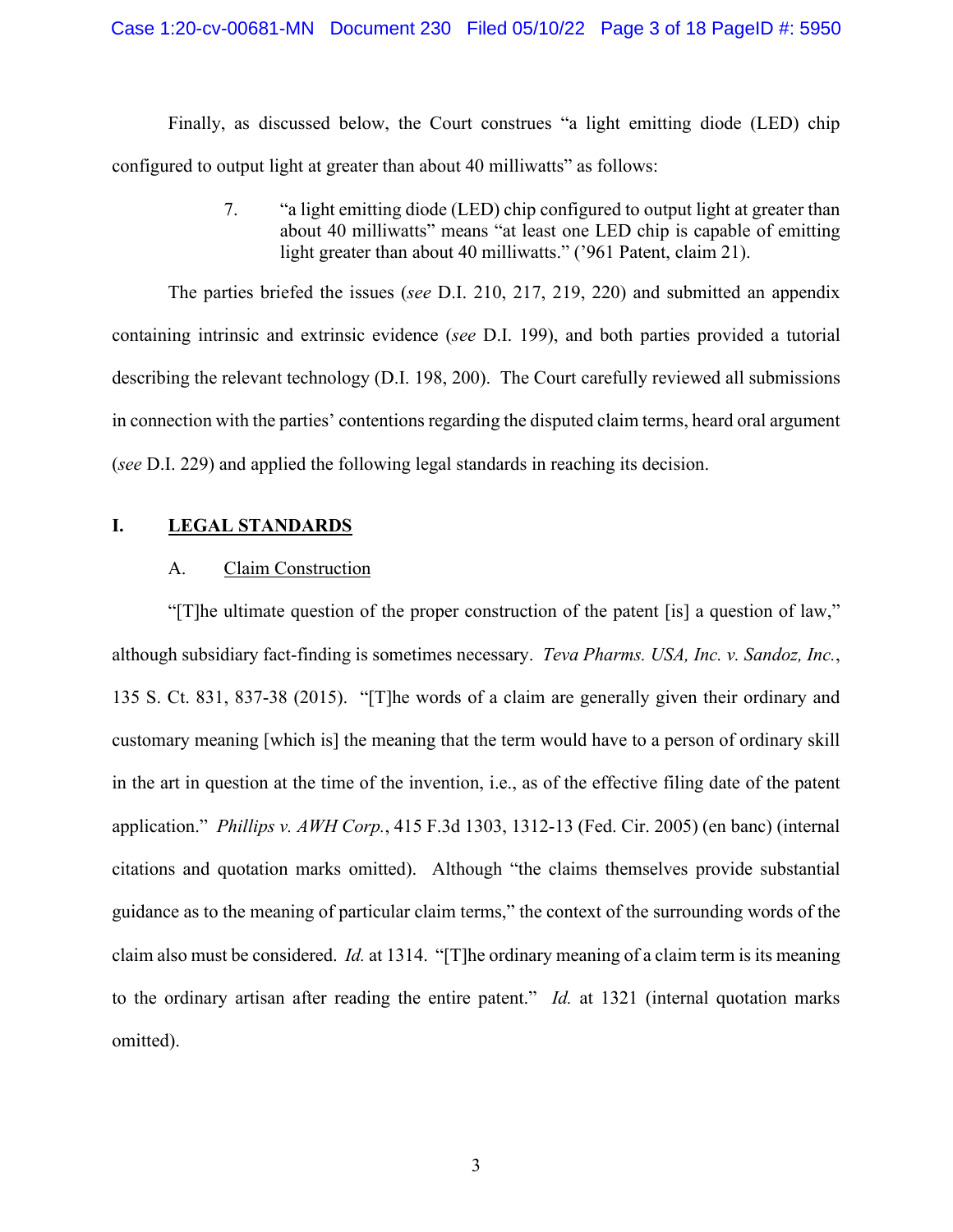Finally, as discussed below, the Court construes "a light emitting diode (LED) chip configured to output light at greater than about 40 milliwatts" as follows:

> 7. "a light emitting diode (LED) chip configured to output light at greater than about 40 milliwatts" means "at least one LED chip is capable of emitting light greater than about 40 milliwatts." ('961 Patent, claim 21).

The parties briefed the issues (*see* D.I. 210, 217, 219, 220) and submitted an appendix containing intrinsic and extrinsic evidence (*see* D.I. 199), and both parties provided a tutorial describing the relevant technology (D.I. 198, 200). The Court carefully reviewed all submissions in connection with the parties' contentions regarding the disputed claim terms, heard oral argument (*see* D.I. 229) and applied the following legal standards in reaching its decision.

## I. LEGAL STANDARDS

### A. Claim Construction

"[T]he ultimate question of the proper construction of the patent [is] a question of law," although subsidiary fact-finding is sometimes necessary. *Teva Pharms. USA, Inc. v. Sandoz, Inc.*, 135 S. Ct. 831, 837-38 (2015). "[T]he words of a claim are generally given their ordinary and customary meaning [which is] the meaning that the term would have to a person of ordinary skill in the art in question at the time of the invention, i.e., as of the effective filing date of the patent application." *Phillips v. AWH Corp.*, 415 F.3d 1303, 1312-13 (Fed. Cir. 2005) (en banc) (internal citations and quotation marks omitted). Although "the claims themselves provide substantial guidance as to the meaning of particular claim terms," the context of the surrounding words of the claim also must be considered. *Id.* at 1314. "[T]he ordinary meaning of a claim term is its meaning to the ordinary artisan after reading the entire patent." *Id.* at 1321 (internal quotation marks omitted).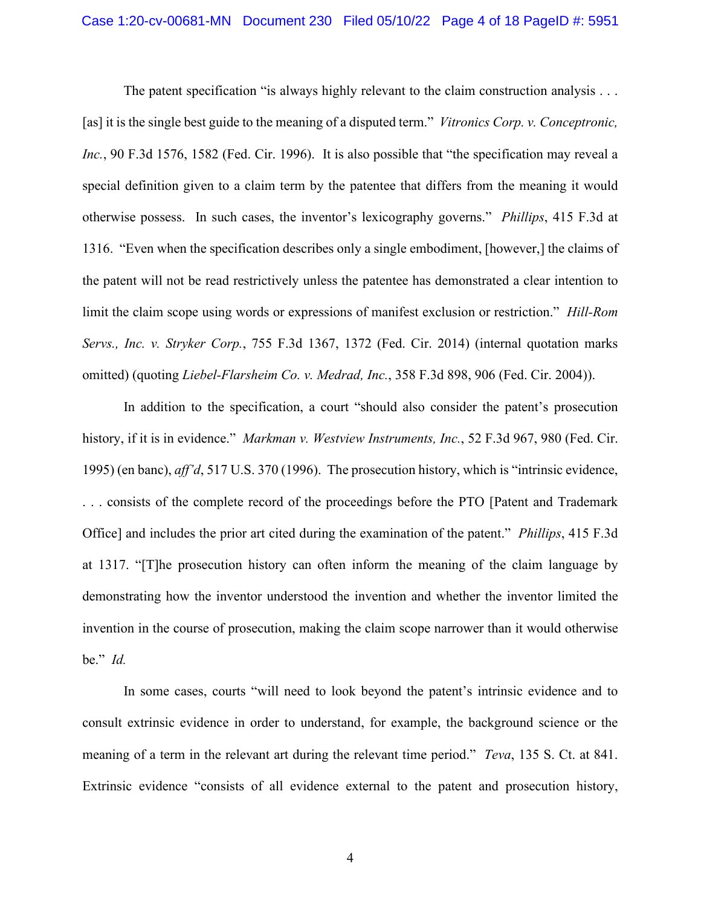The patent specification "is always highly relevant to the claim construction analysis . . . [as] it is the single best guide to the meaning of a disputed term." *Vitronics Corp. v. Conceptronic, Inc.*, 90 F.3d 1576, 1582 (Fed. Cir. 1996). It is also possible that "the specification may reveal a special definition given to a claim term by the patentee that differs from the meaning it would otherwise possess. In such cases, the inventor's lexicography governs." *Phillips*, 415 F.3d at 1316. "Even when the specification describes only a single embodiment, [however,] the claims of the patent will not be read restrictively unless the patentee has demonstrated a clear intention to limit the claim scope using words or expressions of manifest exclusion or restriction." *Hill-Rom Servs., Inc. v. Stryker Corp.*, 755 F.3d 1367, 1372 (Fed. Cir. 2014) (internal quotation marks omitted) (quoting *Liebel-Flarsheim Co. v. Medrad, Inc.*, 358 F.3d 898, 906 (Fed. Cir. 2004)).

In addition to the specification, a court "should also consider the patent's prosecution history, if it is in evidence." *Markman v. Westview Instruments, Inc.*, 52 F.3d 967, 980 (Fed. Cir. 1995) (en banc), *aff'd*, 517 U.S. 370 (1996). The prosecution history, which is "intrinsic evidence, . . . consists of the complete record of the proceedings before the PTO [Patent and Trademark Office] and includes the prior art cited during the examination of the patent." *Phillips*, 415 F.3d at 1317. "[T]he prosecution history can often inform the meaning of the claim language by demonstrating how the inventor understood the invention and whether the inventor limited the invention in the course of prosecution, making the claim scope narrower than it would otherwise be." *Id.*

In some cases, courts "will need to look beyond the patent's intrinsic evidence and to consult extrinsic evidence in order to understand, for example, the background science or the meaning of a term in the relevant art during the relevant time period." *Teva*, 135 S. Ct. at 841. Extrinsic evidence "consists of all evidence external to the patent and prosecution history,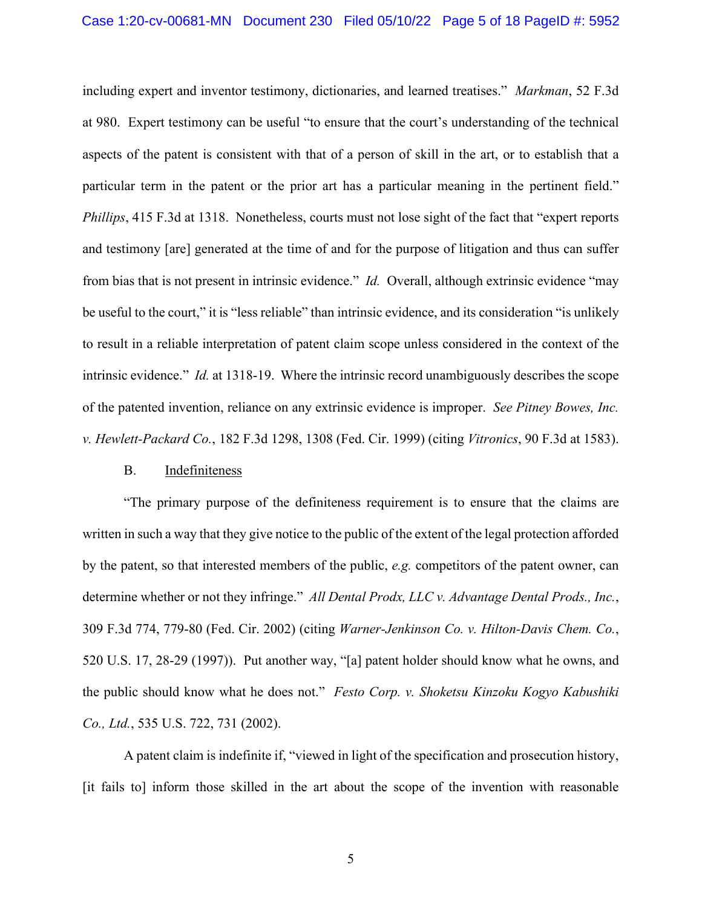including expert and inventor testimony, dictionaries, and learned treatises." *Markman*, 52 F.3d at 980. Expert testimony can be useful "to ensure that the court's understanding of the technical aspects of the patent is consistent with that of a person of skill in the art, or to establish that a particular term in the patent or the prior art has a particular meaning in the pertinent field." *Phillips*, 415 F.3d at 1318. Nonetheless, courts must not lose sight of the fact that "expert reports and testimony [are] generated at the time of and for the purpose of litigation and thus can suffer from bias that is not present in intrinsic evidence." *Id.* Overall, although extrinsic evidence "may be useful to the court," it is "less reliable" than intrinsic evidence, and its consideration "is unlikely to result in a reliable interpretation of patent claim scope unless considered in the context of the intrinsic evidence." *Id.* at 1318-19. Where the intrinsic record unambiguously describes the scope of the patented invention, reliance on any extrinsic evidence is improper. *See Pitney Bowes, Inc. v. Hewlett-Packard Co.*, 182 F.3d 1298, 1308 (Fed. Cir. 1999) (citing *Vitronics*, 90 F.3d at 1583).

B. Indefiniteness

"The primary purpose of the definiteness requirement is to ensure that the claims are written in such a way that they give notice to the public of the extent of the legal protection afforded by the patent, so that interested members of the public, *e.g.* competitors of the patent owner, can determine whether or not they infringe." *All Dental Prodx, LLC v. Advantage Dental Prods., Inc.*, 309 F.3d 774, 779-80 (Fed. Cir. 2002) (citing *Warner-Jenkinson Co. v. Hilton-Davis Chem. Co.*, 520 U.S. 17, 28-29 (1997)). Put another way, "[a] patent holder should know what he owns, and the public should know what he does not." *Festo Corp. v. Shoketsu Kinzoku Kogyo Kabushiki Co., Ltd.*, 535 U.S. 722, 731 (2002).

A patent claim is indefinite if, "viewed in light of the specification and prosecution history, [it fails to] inform those skilled in the art about the scope of the invention with reasonable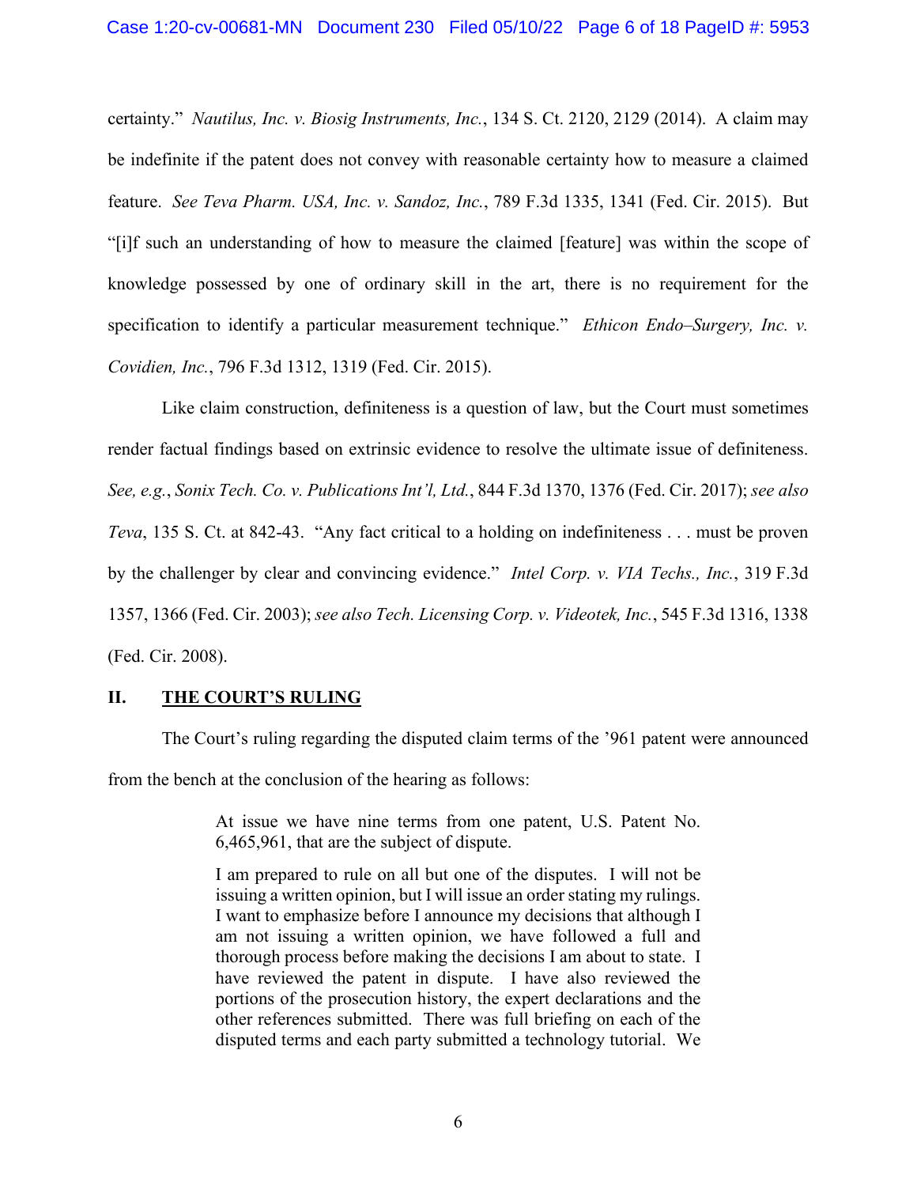certainty." *Nautilus, Inc. v. Biosig Instruments, Inc.*, 134 S. Ct. 2120, 2129 (2014). A claim may be indefinite if the patent does not convey with reasonable certainty how to measure a claimed feature. *See Teva Pharm. USA, Inc. v. Sandoz, Inc.*, 789 F.3d 1335, 1341 (Fed. Cir. 2015). But "[i]f such an understanding of how to measure the claimed [feature] was within the scope of knowledge possessed by one of ordinary skill in the art, there is no requirement for the specification to identify a particular measurement technique." *Ethicon Endo–Surgery, Inc. v. Covidien, Inc.*, 796 F.3d 1312, 1319 (Fed. Cir. 2015).

Like claim construction, definiteness is a question of law, but the Court must sometimes render factual findings based on extrinsic evidence to resolve the ultimate issue of definiteness. *See, e.g.*, *Sonix Tech. Co. v. Publications Int'l, Ltd.*, 844 F.3d 1370, 1376 (Fed. Cir. 2017); *see also Teva*, 135 S. Ct. at 842-43. "Any fact critical to a holding on indefiniteness . . . must be proven by the challenger by clear and convincing evidence." *Intel Corp. v. VIA Techs., Inc.*, 319 F.3d 1357, 1366 (Fed. Cir. 2003); *see also Tech. Licensing Corp. v. Videotek, Inc.*, 545 F.3d 1316, 1338 (Fed. Cir. 2008).

## II. THE COURT'S RULING

The Court's ruling regarding the disputed claim terms of the '961 patent were announced from the bench at the conclusion of the hearing as follows:

> At issue we have nine terms from one patent, U.S. Patent No. 6,465,961, that are the subject of dispute.
>
> I am prepared to rule on all but one of the disputes. I will not be issuing a written opinion, but I will issue an order stating my rulings. I want to emphasize before I announce my decisions that although I am not issuing a written opinion, we have followed a full and thorough process before making the decisions I am about to state. I have reviewed the patent in dispute. I have also reviewed the portions of the prosecution history, the expert declarations and the other references submitted. There was full briefing on each of the disputed terms and each party submitted a technology tutorial. We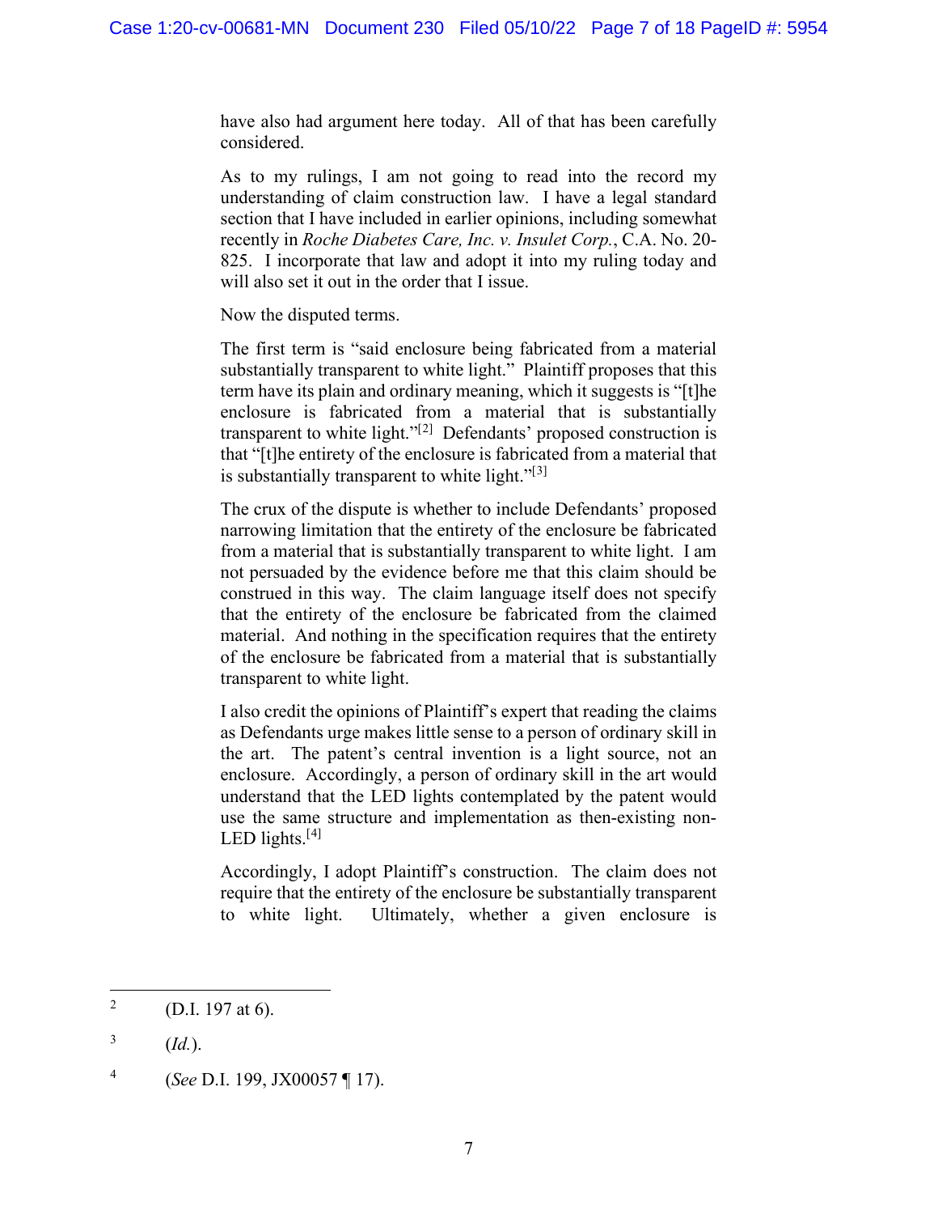have also had argument here today. All of that has been carefully considered.

As to my rulings, I am not going to read into the record my understanding of claim construction law. I have a legal standard section that I have included in earlier opinions, including somewhat recently in *Roche Diabetes Care, Inc. v. Insulet Corp.*, C.A. No. 20-825. I incorporate that law and adopt it into my ruling today and will also set it out in the order that I issue.

Now the disputed terms.

The first term is "said enclosure being fabricated from a material substantially transparent to white light." Plaintiff proposes that this term have its plain and ordinary meaning, which it suggests is "[t]he enclosure is fabricated from a material that is substantially transparent to white light."[2] Defendants' proposed construction is that "[t]he entirety of the enclosure is fabricated from a material that is substantially transparent to white light."[3]

The crux of the dispute is whether to include Defendants' proposed narrowing limitation that the entirety of the enclosure be fabricated from a material that is substantially transparent to white light. I am not persuaded by the evidence before me that this claim should be construed in this way. The claim language itself does not specify that the entirety of the enclosure be fabricated from the claimed material. And nothing in the specification requires that the entirety of the enclosure be fabricated from a material that is substantially transparent to white light.

I also credit the opinions of Plaintiff's expert that reading the claims as Defendants urge makes little sense to a person of ordinary skill in the art. The patent's central invention is a light source, not an enclosure. Accordingly, a person of ordinary skill in the art would understand that the LED lights contemplated by the patent would use the same structure and implementation as then-existing non-LED lights.[4]

Accordingly, I adopt Plaintiff's construction. The claim does not require that the entirety of the enclosure be substantially transparent to white light. Ultimately, whether a given enclosure is

---

[2] (D.I. 197 at 6).

[3] (*Id.*).

[4] (*See* D.I. 199, JX00057 ¶ 17).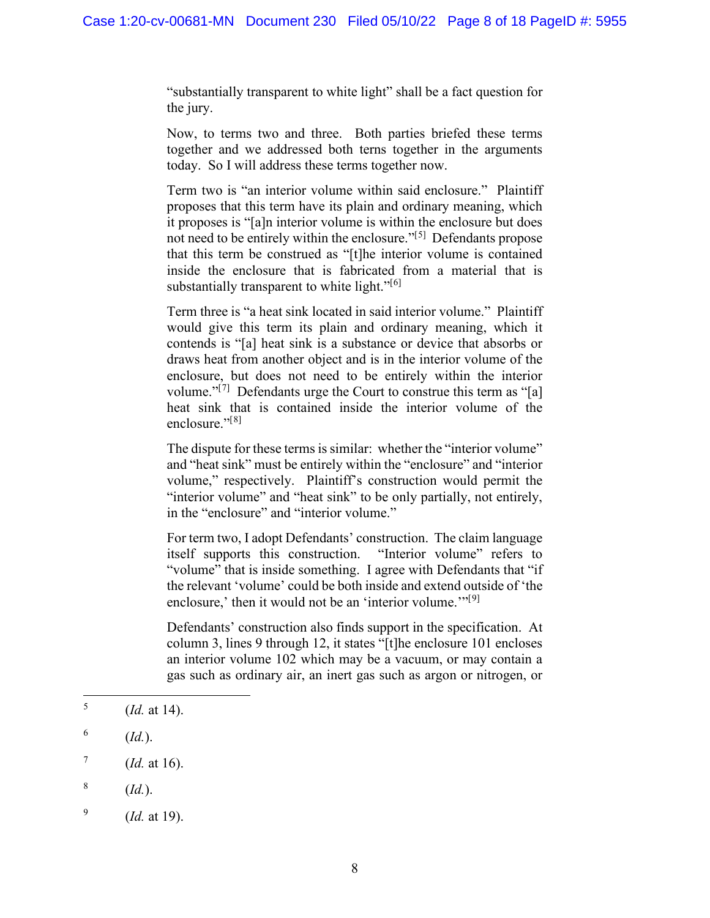"substantially transparent to white light" shall be a fact question for the jury.

Now, to terms two and three. Both parties briefed these terms together and we addressed both terns together in the arguments today. So I will address these terms together now.

Term two is "an interior volume within said enclosure." Plaintiff proposes that this term have its plain and ordinary meaning, which it proposes is "[a]n interior volume is within the enclosure but does not need to be entirely within the enclosure."[5] Defendants propose that this term be construed as "[t]he interior volume is contained inside the enclosure that is fabricated from a material that is substantially transparent to white light."[6]

Term three is "a heat sink located in said interior volume." Plaintiff would give this term its plain and ordinary meaning, which it contends is "[a] heat sink is a substance or device that absorbs or draws heat from another object and is in the interior volume of the enclosure, but does not need to be entirely within the interior volume."[7] Defendants urge the Court to construe this term as "[a] heat sink that is contained inside the interior volume of the enclosure."[8]

The dispute for these terms is similar: whether the "interior volume" and "heat sink" must be entirely within the "enclosure" and "interior volume," respectively. Plaintiff's construction would permit the "interior volume" and "heat sink" to be only partially, not entirely, in the "enclosure" and "interior volume."

For term two, I adopt Defendants' construction. The claim language itself supports this construction. "Interior volume" refers to "volume" that is inside something. I agree with Defendants that "if the relevant 'volume' could be both inside and extend outside of 'the enclosure,' then it would not be an 'interior volume.'"[9]

Defendants' construction also finds support in the specification. At column 3, lines 9 through 12, it states "[t]he enclosure 101 encloses an interior volume 102 which may be a vacuum, or may contain a gas such as ordinary air, an inert gas such as argon or nitrogen, or

---

5 (*Id.* at 14).

6 (*Id.*).

7 (*Id.* at 16).

8 (*Id.*).

9 (*Id.* at 19).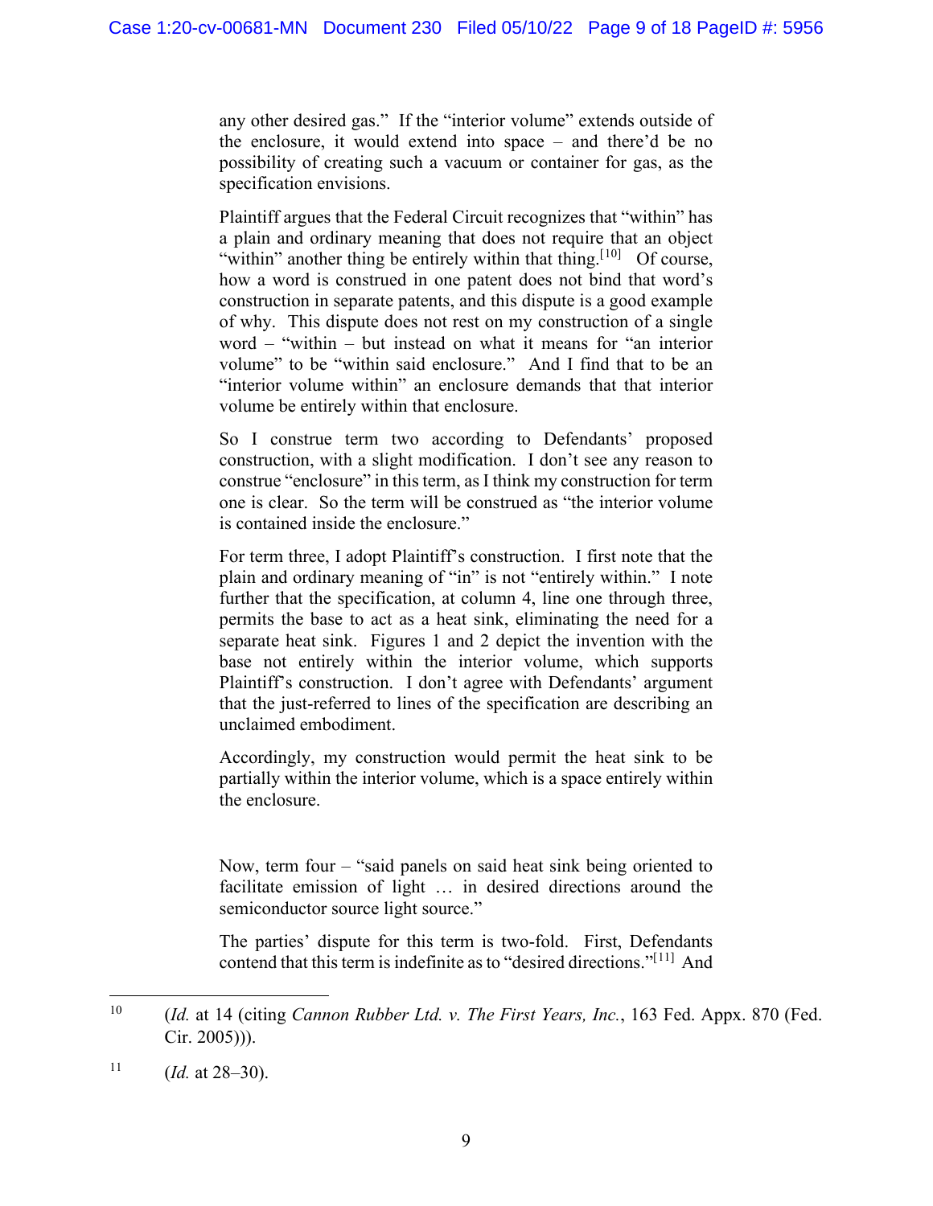any other desired gas." If the "interior volume" extends outside of the enclosure, it would extend into space – and there'd be no possibility of creating such a vacuum or container for gas, as the specification envisions.

Plaintiff argues that the Federal Circuit recognizes that "within" has a plain and ordinary meaning that does not require that an object "within" another thing be entirely within that thing.[10] Of course, how a word is construed in one patent does not bind that word's construction in separate patents, and this dispute is a good example of why. This dispute does not rest on my construction of a single word – "within – but instead on what it means for "an interior volume" to be "within said enclosure." And I find that to be an "interior volume within" an enclosure demands that that interior volume be entirely within that enclosure.

So I construe term two according to Defendants' proposed construction, with a slight modification. I don't see any reason to construe "enclosure" in this term, as I think my construction for term one is clear. So the term will be construed as "the interior volume is contained inside the enclosure."

For term three, I adopt Plaintiff's construction. I first note that the plain and ordinary meaning of "in" is not "entirely within." I note further that the specification, at column 4, line one through three, permits the base to act as a heat sink, eliminating the need for a separate heat sink. Figures 1 and 2 depict the invention with the base not entirely within the interior volume, which supports Plaintiff's construction. I don't agree with Defendants' argument that the just-referred to lines of the specification are describing an unclaimed embodiment.

Accordingly, my construction would permit the heat sink to be partially within the interior volume, which is a space entirely within the enclosure.

Now, term four – "said panels on said heat sink being oriented to facilitate emission of light … in desired directions around the semiconductor source light source."

The parties' dispute for this term is two-fold. First, Defendants contend that this term is indefinite as to "desired directions."[11] And

---

[10] (*Id.* at 14 (citing *Cannon Rubber Ltd. v. The First Years, Inc.*, 163 Fed. Appx. 870 (Fed. Cir. 2005))).

[11] (*Id.* at 28–30).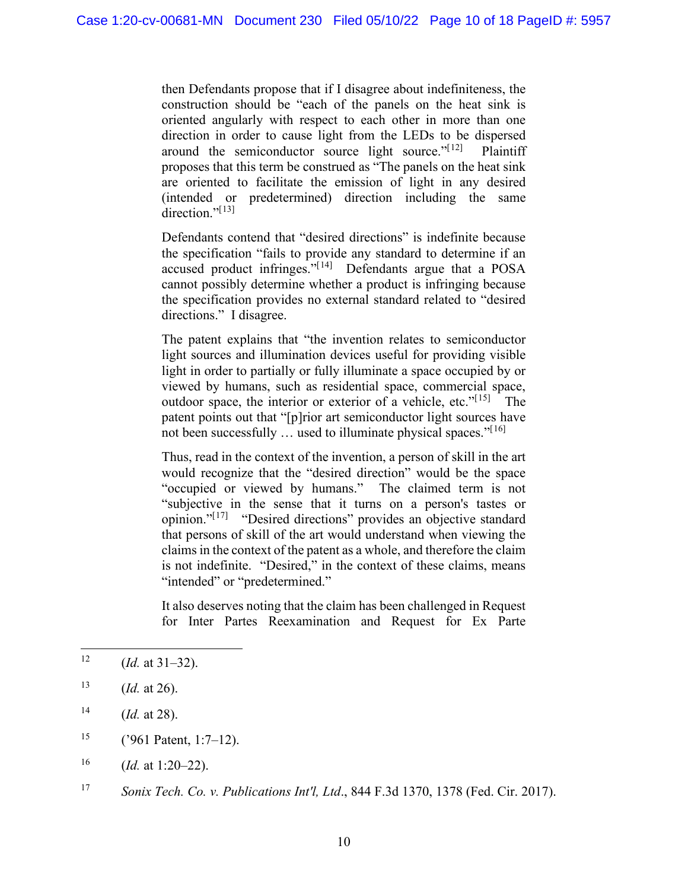then Defendants propose that if I disagree about indefiniteness, the construction should be "each of the panels on the heat sink is oriented angularly with respect to each other in more than one direction in order to cause light from the LEDs to be dispersed around the semiconductor source light source."[12] Plaintiff proposes that this term be construed as "The panels on the heat sink are oriented to facilitate the emission of light in any desired (intended or predetermined) direction including the same direction."[13]

Defendants contend that "desired directions" is indefinite because the specification "fails to provide any standard to determine if an accused product infringes."[14] Defendants argue that a POSA cannot possibly determine whether a product is infringing because the specification provides no external standard related to "desired directions." I disagree.

The patent explains that "the invention relates to semiconductor light sources and illumination devices useful for providing visible light in order to partially or fully illuminate a space occupied by or viewed by humans, such as residential space, commercial space, outdoor space, the interior or exterior of a vehicle, etc."[15] The patent points out that "[p]rior art semiconductor light sources have not been successfully … used to illuminate physical spaces."[16]

Thus, read in the context of the invention, a person of skill in the art would recognize that the "desired direction" would be the space "occupied or viewed by humans." The claimed term is not "subjective in the sense that it turns on a person's tastes or opinion."[17] "Desired directions" provides an objective standard that persons of skill of the art would understand when viewing the claims in the context of the patent as a whole, and therefore the claim is not indefinite. "Desired," in the context of these claims, means "intended" or "predetermined."

It also deserves noting that the claim has been challenged in Request for Inter Partes Reexamination and Request for Ex Parte

---

[12] (*Id.* at 31–32).

[13] (*Id.* at 26).

[14] (*Id.* at 28).

[15] ('961 Patent, 1:7–12).

[16] (*Id.* at 1:20–22).

[17] *Sonix Tech. Co. v. Publications Int'l, Ltd.*, 844 F.3d 1370, 1378 (Fed. Cir. 2017).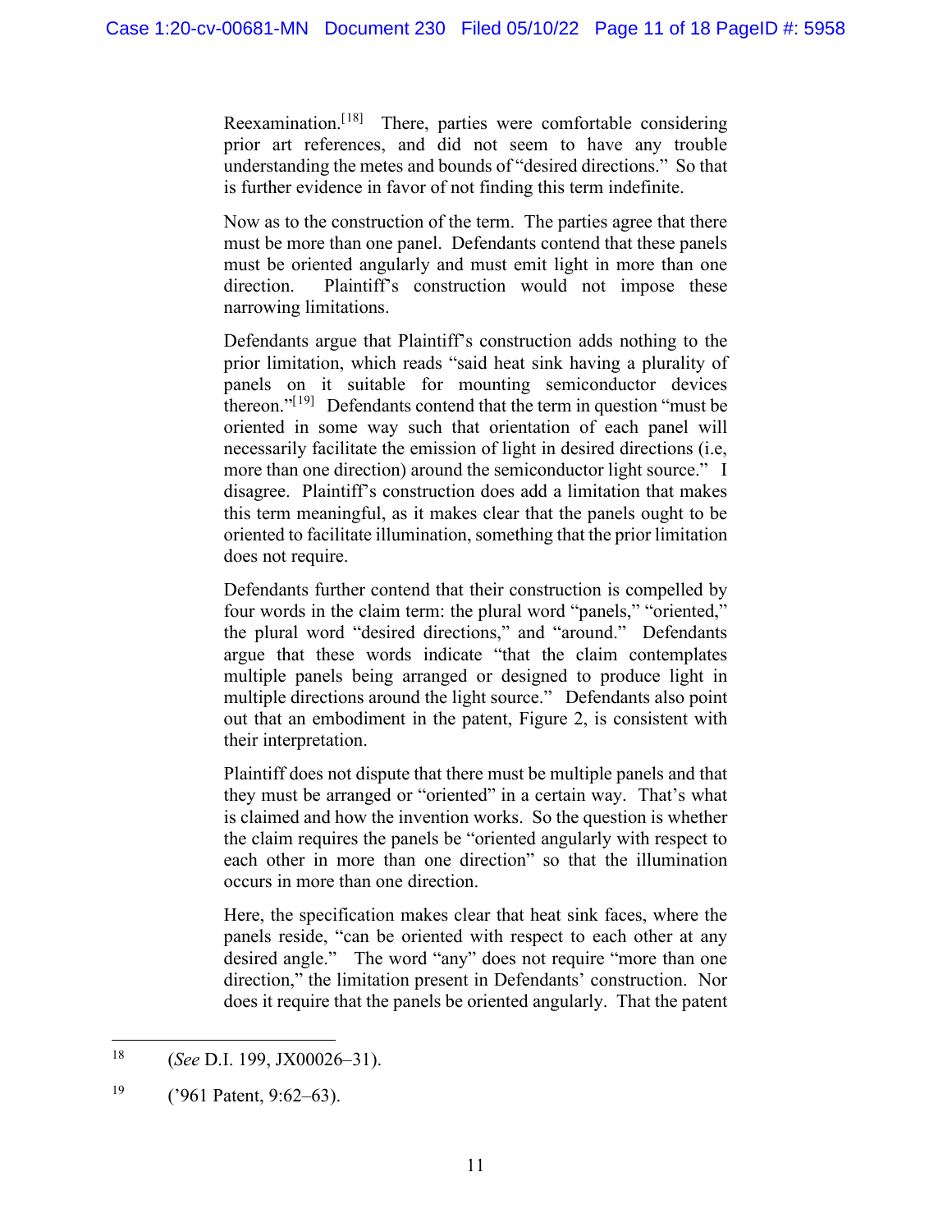Reexamination.[18] There, parties were comfortable considering prior art references, and did not seem to have any trouble understanding the metes and bounds of "desired directions." So that is further evidence in favor of not finding this term indefinite.

Now as to the construction of the term. The parties agree that there must be more than one panel. Defendants contend that these panels must be oriented angularly and must emit light in more than one direction. Plaintiff's construction would not impose these narrowing limitations.

Defendants argue that Plaintiff's construction adds nothing to the prior limitation, which reads "said heat sink having a plurality of panels on it suitable for mounting semiconductor devices thereon."[19] Defendants contend that the term in question "must be oriented in some way such that orientation of each panel will necessarily facilitate the emission of light in desired directions (i.e, more than one direction) around the semiconductor light source." I disagree. Plaintiff's construction does add a limitation that makes this term meaningful, as it makes clear that the panels ought to be oriented to facilitate illumination, something that the prior limitation does not require.

Defendants further contend that their construction is compelled by four words in the claim term: the plural word "panels," "oriented," the plural word "desired directions," and "around." Defendants argue that these words indicate "that the claim contemplates multiple panels being arranged or designed to produce light in multiple directions around the light source." Defendants also point out that an embodiment in the patent, Figure 2, is consistent with their interpretation.

Plaintiff does not dispute that there must be multiple panels and that they must be arranged or "oriented" in a certain way. That's what is claimed and how the invention works. So the question is whether the claim requires the panels be "oriented angularly with respect to each other in more than one direction" so that the illumination occurs in more than one direction.

Here, the specification makes clear that heat sink faces, where the panels reside, "can be oriented with respect to each other at any desired angle." The word "any" does not require "more than one direction," the limitation present in Defendants' construction. Nor does it require that the panels be oriented angularly. That the patent

---

[18] (*See* D.I. 199, JX00026–31).

[19] ('961 Patent, 9:62–63).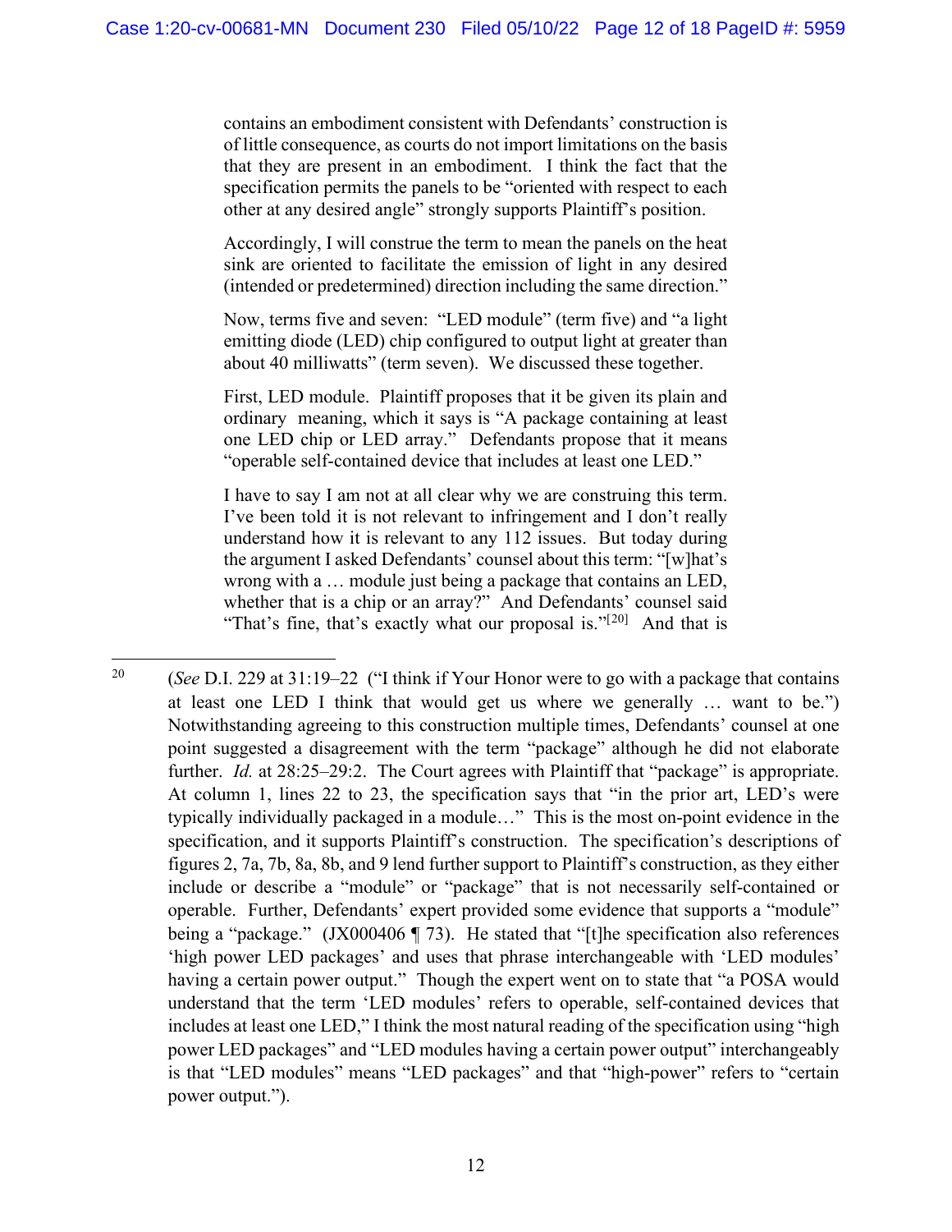contains an embodiment consistent with Defendants' construction is of little consequence, as courts do not import limitations on the basis that they are present in an embodiment. I think the fact that the specification permits the panels to be "oriented with respect to each other at any desired angle" strongly supports Plaintiff's position.

Accordingly, I will construe the term to mean the panels on the heat sink are oriented to facilitate the emission of light in any desired (intended or predetermined) direction including the same direction."

Now, terms five and seven: "LED module" (term five) and "a light emitting diode (LED) chip configured to output light at greater than about 40 milliwatts" (term seven). We discussed these together.

First, LED module. Plaintiff proposes that it be given its plain and ordinary meaning, which it says is "A package containing at least one LED chip or LED array." Defendants propose that it means "operable self-contained device that includes at least one LED."

I have to say I am not at all clear why we are construing this term. I've been told it is not relevant to infringement and I don't really understand how it is relevant to any 112 issues. But today during the argument I asked Defendants' counsel about this term: "[w]hat's wrong with a … module just being a package that contains an LED, whether that is a chip or an array?" And Defendants' counsel said "That's fine, that's exactly what our proposal is."[20] And that is

---

[20] (*See* D.I. 229 at 31:19–22 ("I think if Your Honor were to go with a package that contains at least one LED I think that would get us where we generally … want to be.") Notwithstanding agreeing to this construction multiple times, Defendants' counsel at one point suggested a disagreement with the term "package" although he did not elaborate further. *Id.* at 28:25–29:2. The Court agrees with Plaintiff that "package" is appropriate. At column 1, lines 22 to 23, the specification says that "in the prior art, LED's were typically individually packaged in a module…" This is the most on-point evidence in the specification, and it supports Plaintiff's construction. The specification's descriptions of figures 2, 7a, 7b, 8a, 8b, and 9 lend further support to Plaintiff's construction, as they either include or describe a "module" or "package" that is not necessarily self-contained or operable. Further, Defendants' expert provided some evidence that supports a "module" being a "package." (JX000406 ¶ 73). He stated that "[t]he specification also references 'high power LED packages' and uses that phrase interchangeable with 'LED modules' having a certain power output." Though the expert went on to state that "a POSA would understand that the term 'LED modules' refers to operable, self-contained devices that includes at least one LED," I think the most natural reading of the specification using "high power LED packages" and "LED modules having a certain power output" interchangeably is that "LED modules" means "LED packages" and that "high-power" refers to "certain power output.").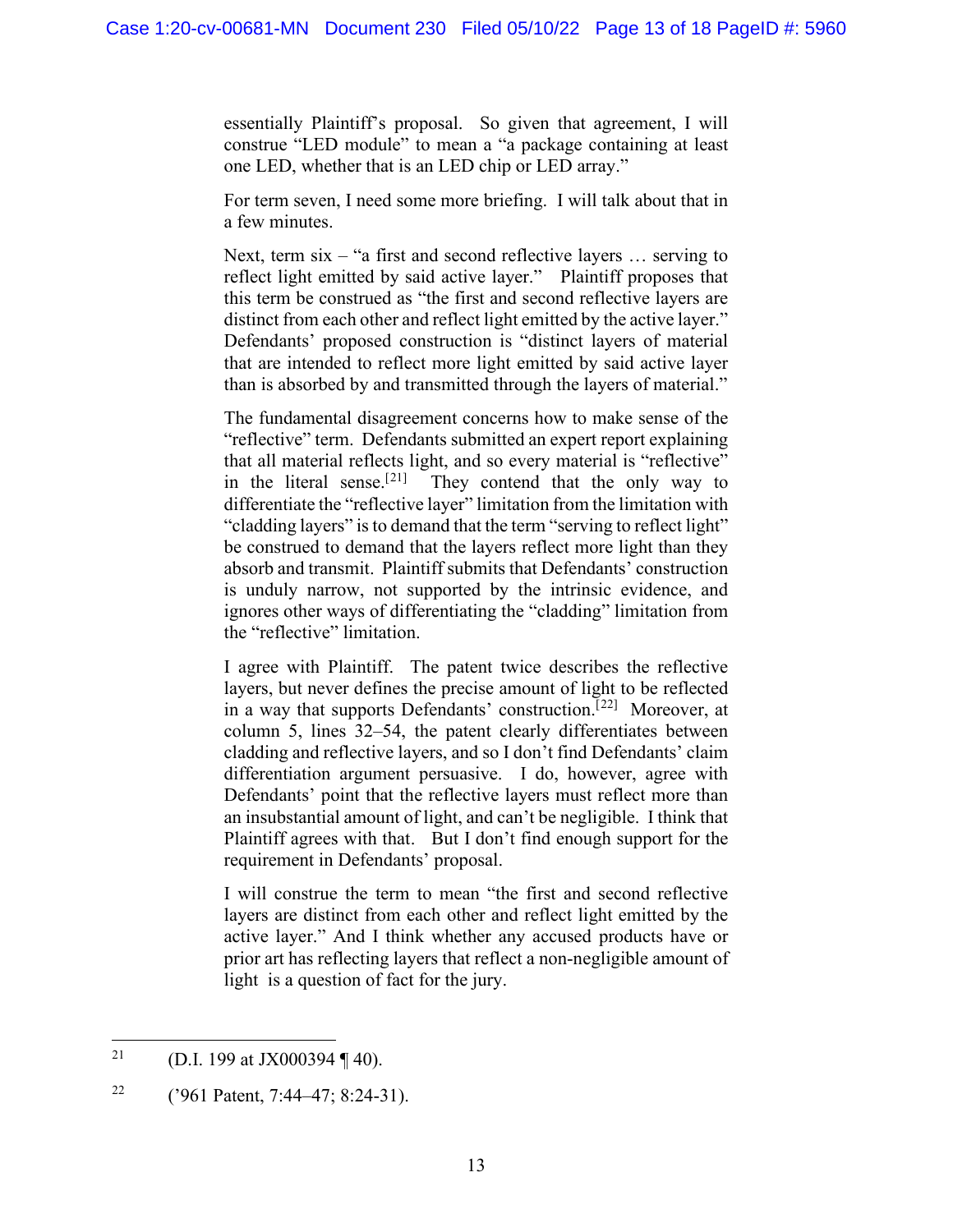essentially Plaintiff's proposal. So given that agreement, I will construe "LED module" to mean a "a package containing at least one LED, whether that is an LED chip or LED array."

For term seven, I need some more briefing. I will talk about that in a few minutes.

Next, term six – "a first and second reflective layers … serving to reflect light emitted by said active layer." Plaintiff proposes that this term be construed as "the first and second reflective layers are distinct from each other and reflect light emitted by the active layer." Defendants' proposed construction is "distinct layers of material that are intended to reflect more light emitted by said active layer than is absorbed by and transmitted through the layers of material."

The fundamental disagreement concerns how to make sense of the "reflective" term. Defendants submitted an expert report explaining that all material reflects light, and so every material is "reflective" in the literal sense.[21] They contend that the only way to differentiate the "reflective layer" limitation from the limitation with "cladding layers" is to demand that the term "serving to reflect light" be construed to demand that the layers reflect more light than they absorb and transmit. Plaintiff submits that Defendants' construction is unduly narrow, not supported by the intrinsic evidence, and ignores other ways of differentiating the "cladding" limitation from the "reflective" limitation.

I agree with Plaintiff. The patent twice describes the reflective layers, but never defines the precise amount of light to be reflected in a way that supports Defendants' construction.[22] Moreover, at column 5, lines 32–54, the patent clearly differentiates between cladding and reflective layers, and so I don't find Defendants' claim differentiation argument persuasive. I do, however, agree with Defendants' point that the reflective layers must reflect more than an insubstantial amount of light, and can't be negligible. I think that Plaintiff agrees with that. But I don't find enough support for the requirement in Defendants' proposal.

I will construe the term to mean "the first and second reflective layers are distinct from each other and reflect light emitted by the active layer." And I think whether any accused products have or prior art has reflecting layers that reflect a non-negligible amount of light is a question of fact for the jury.

---

[21] (D.I. 199 at JX000394 ¶ 40).

[22] ('961 Patent, 7:44–47; 8:24-31).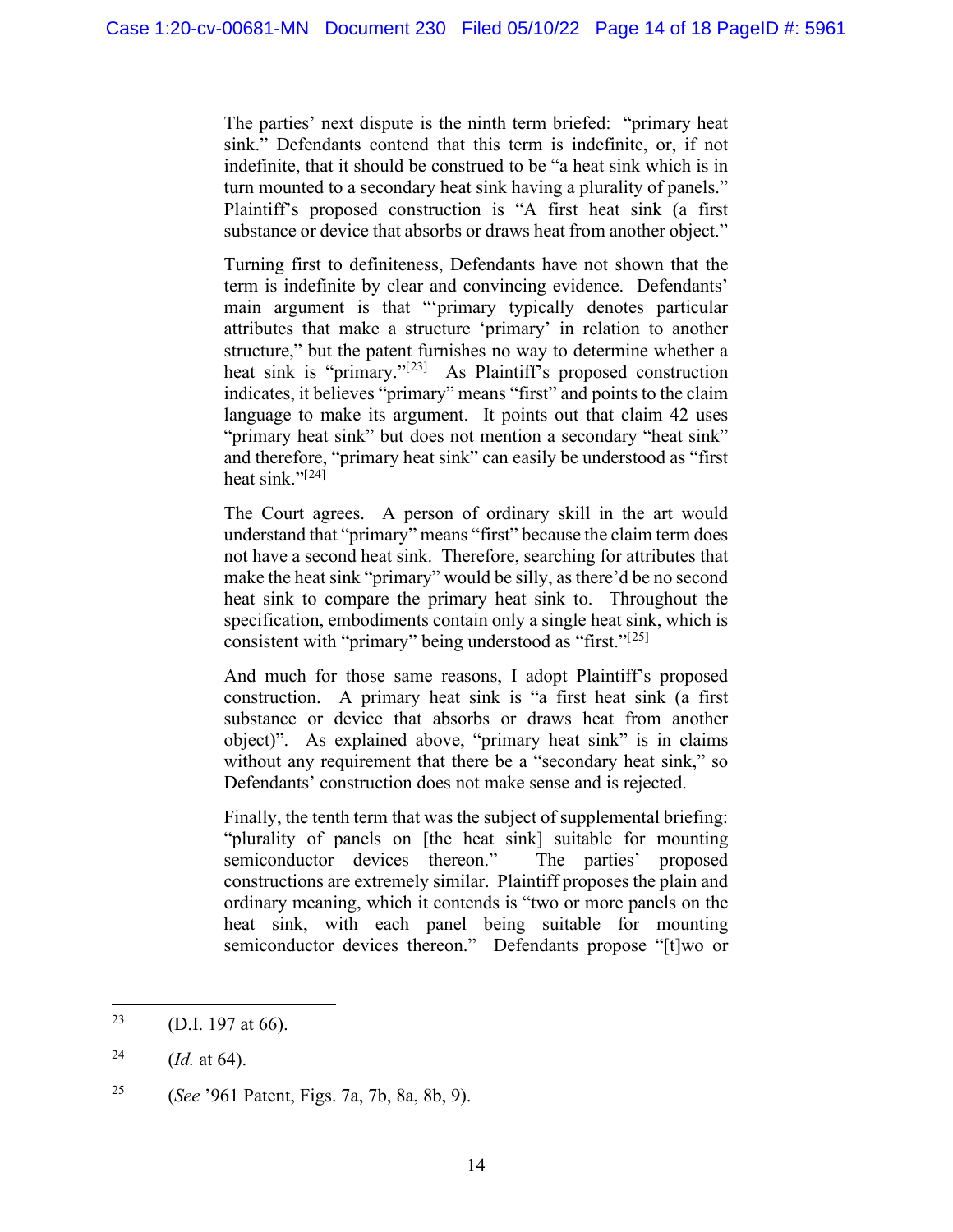The parties' next dispute is the ninth term briefed: "primary heat sink." Defendants contend that this term is indefinite, or, if not indefinite, that it should be construed to be "a heat sink which is in turn mounted to a secondary heat sink having a plurality of panels." Plaintiff's proposed construction is "A first heat sink (a first substance or device that absorbs or draws heat from another object."

Turning first to definiteness, Defendants have not shown that the term is indefinite by clear and convincing evidence. Defendants' main argument is that "'primary typically denotes particular attributes that make a structure 'primary' in relation to another structure," but the patent furnishes no way to determine whether a heat sink is "primary."[23] As Plaintiff's proposed construction indicates, it believes "primary" means "first" and points to the claim language to make its argument. It points out that claim 42 uses "primary heat sink" but does not mention a secondary "heat sink" and therefore, "primary heat sink" can easily be understood as "first heat sink."[24]

The Court agrees. A person of ordinary skill in the art would understand that "primary" means "first" because the claim term does not have a second heat sink. Therefore, searching for attributes that make the heat sink "primary" would be silly, as there'd be no second heat sink to compare the primary heat sink to. Throughout the specification, embodiments contain only a single heat sink, which is consistent with "primary" being understood as "first."[25]

And much for those same reasons, I adopt Plaintiff's proposed construction. A primary heat sink is "a first heat sink (a first substance or device that absorbs or draws heat from another object)". As explained above, "primary heat sink" is in claims without any requirement that there be a "secondary heat sink," so Defendants' construction does not make sense and is rejected.

Finally, the tenth term that was the subject of supplemental briefing: "plurality of panels on [the heat sink] suitable for mounting semiconductor devices thereon." The parties' proposed constructions are extremely similar. Plaintiff proposes the plain and ordinary meaning, which it contends is "two or more panels on the heat sink, with each panel being suitable for mounting semiconductor devices thereon." Defendants propose "[t]wo or

---

[23] (D.I. 197 at 66).

[24] (*Id.* at 64).

[25] (*See* '961 Patent, Figs. 7a, 7b, 8a, 8b, 9).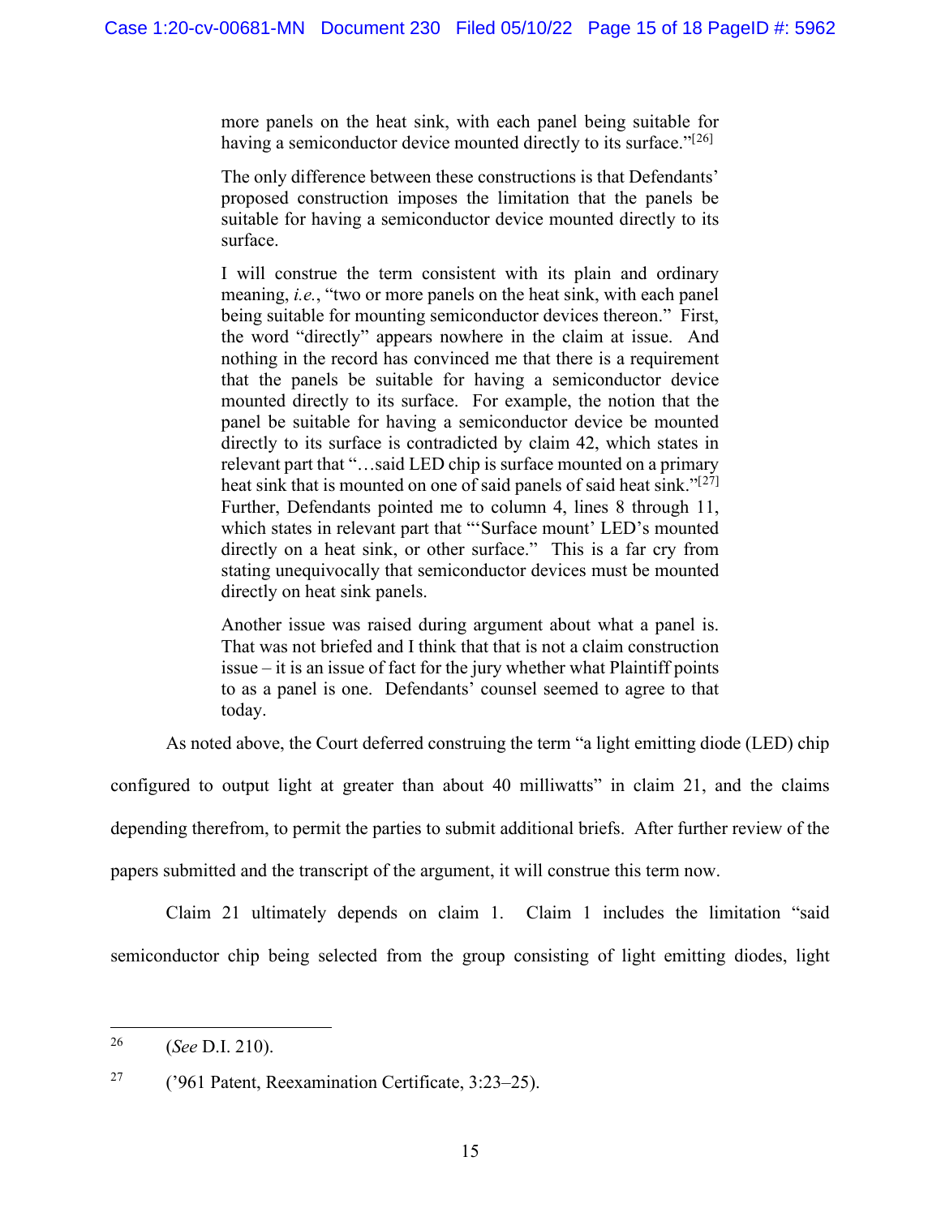> more panels on the heat sink, with each panel being suitable for having a semiconductor device mounted directly to its surface."[26]
>
> The only difference between these constructions is that Defendants' proposed construction imposes the limitation that the panels be suitable for having a semiconductor device mounted directly to its surface.
>
> I will construe the term consistent with its plain and ordinary meaning, *i.e.*, "two or more panels on the heat sink, with each panel being suitable for mounting semiconductor devices thereon." First, the word "directly" appears nowhere in the claim at issue. And nothing in the record has convinced me that there is a requirement that the panels be suitable for having a semiconductor device mounted directly to its surface. For example, the notion that the panel be suitable for having a semiconductor device be mounted directly to its surface is contradicted by claim 42, which states in relevant part that "…said LED chip is surface mounted on a primary heat sink that is mounted on one of said panels of said heat sink."[27] Further, Defendants pointed me to column 4, lines 8 through 11, which states in relevant part that "'Surface mount' LED's mounted directly on a heat sink, or other surface." This is a far cry from stating unequivocally that semiconductor devices must be mounted directly on heat sink panels.
>
> Another issue was raised during argument about what a panel is. That was not briefed and I think that that is not a claim construction issue – it is an issue of fact for the jury whether what Plaintiff points to as a panel is one. Defendants' counsel seemed to agree to that today.

As noted above, the Court deferred construing the term "a light emitting diode (LED) chip configured to output light at greater than about 40 milliwatts" in claim 21, and the claims depending therefrom, to permit the parties to submit additional briefs. After further review of the papers submitted and the transcript of the argument, it will construe this term now.

Claim 21 ultimately depends on claim 1. Claim 1 includes the limitation "said semiconductor chip being selected from the group consisting of light emitting diodes, light

---

[26] (*See* D.I. 210).

[27] ('961 Patent, Reexamination Certificate, 3:23–25).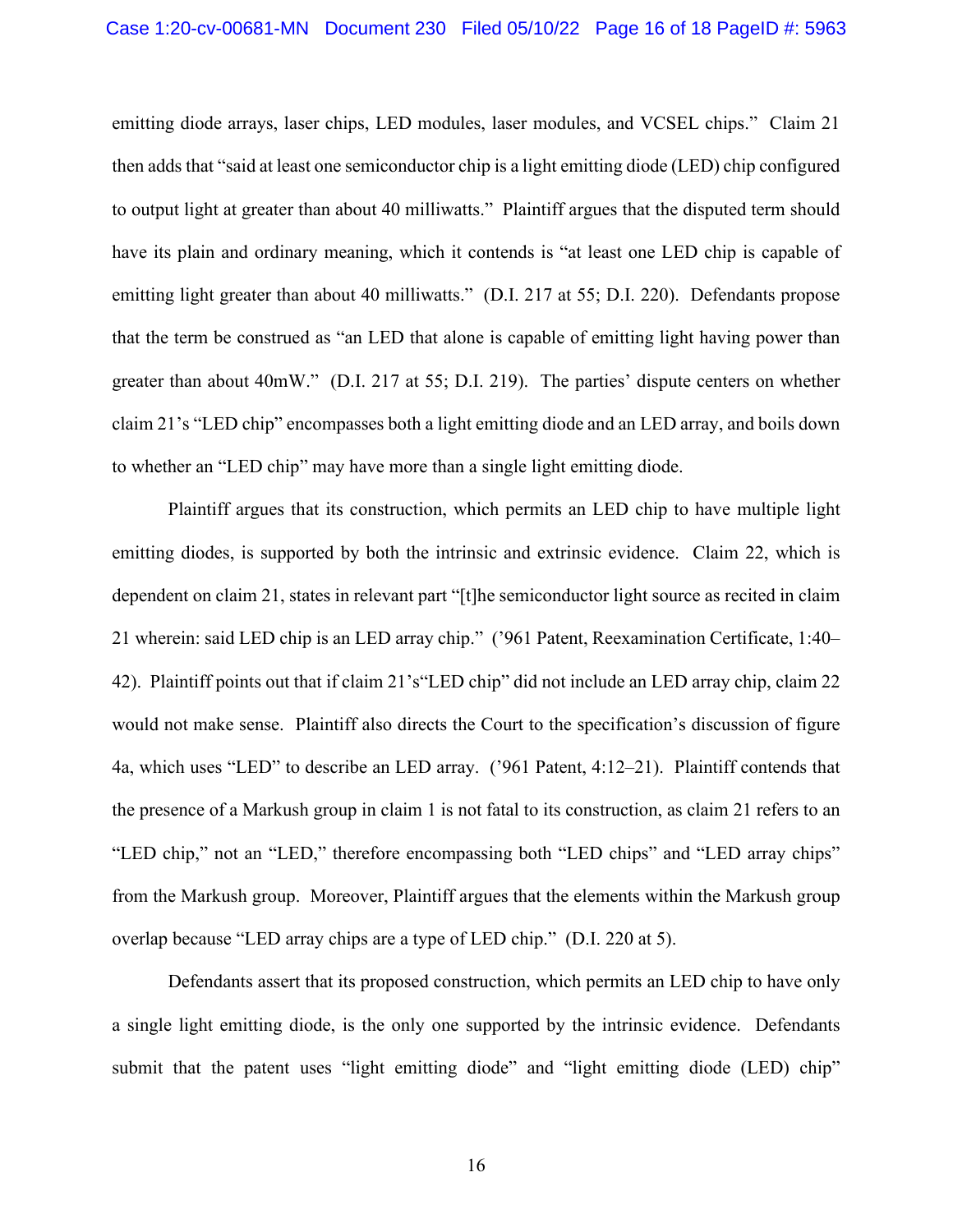emitting diode arrays, laser chips, LED modules, laser modules, and VCSEL chips." Claim 21 then adds that "said at least one semiconductor chip is a light emitting diode (LED) chip configured to output light at greater than about 40 milliwatts." Plaintiff argues that the disputed term should have its plain and ordinary meaning, which it contends is "at least one LED chip is capable of emitting light greater than about 40 milliwatts." (D.I. 217 at 55; D.I. 220). Defendants propose that the term be construed as "an LED that alone is capable of emitting light having power than greater than about 40mW." (D.I. 217 at 55; D.I. 219). The parties' dispute centers on whether claim 21's "LED chip" encompasses both a light emitting diode and an LED array, and boils down to whether an "LED chip" may have more than a single light emitting diode.

Plaintiff argues that its construction, which permits an LED chip to have multiple light emitting diodes, is supported by both the intrinsic and extrinsic evidence. Claim 22, which is dependent on claim 21, states in relevant part "[t]he semiconductor light source as recited in claim 21 wherein: said LED chip is an LED array chip." ('961 Patent, Reexamination Certificate, 1:40–42). Plaintiff points out that if claim 21's"LED chip" did not include an LED array chip, claim 22 would not make sense. Plaintiff also directs the Court to the specification's discussion of figure 4a, which uses "LED" to describe an LED array. ('961 Patent, 4:12–21). Plaintiff contends that the presence of a Markush group in claim 1 is not fatal to its construction, as claim 21 refers to an "LED chip," not an "LED," therefore encompassing both "LED chips" and "LED array chips" from the Markush group. Moreover, Plaintiff argues that the elements within the Markush group overlap because "LED array chips are a type of LED chip." (D.I. 220 at 5).

Defendants assert that its proposed construction, which permits an LED chip to have only a single light emitting diode, is the only one supported by the intrinsic evidence. Defendants submit that the patent uses "light emitting diode" and "light emitting diode (LED) chip"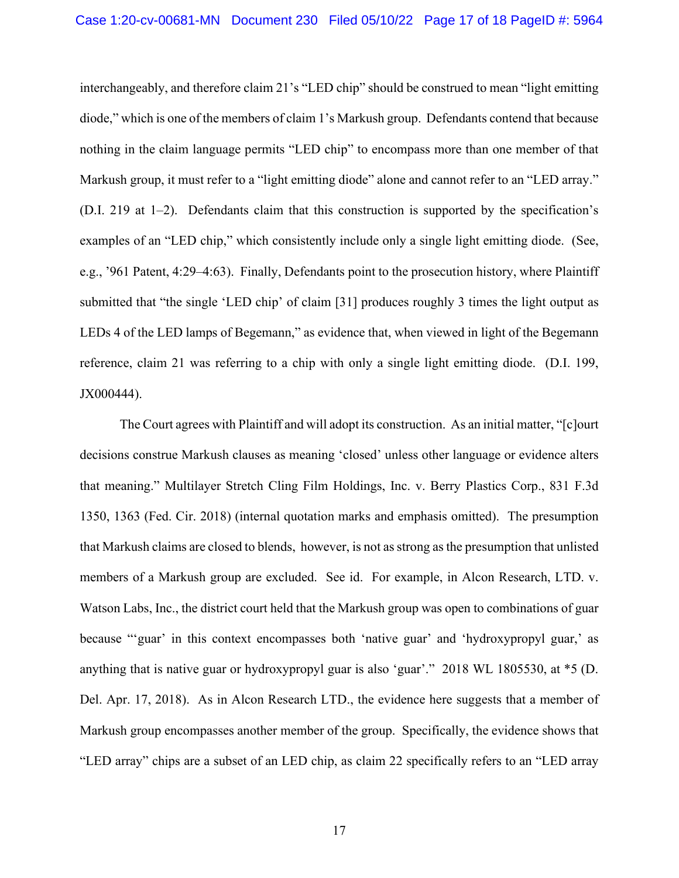interchangeably, and therefore claim 21's "LED chip" should be construed to mean "light emitting diode," which is one of the members of claim 1's Markush group. Defendants contend that because nothing in the claim language permits "LED chip" to encompass more than one member of that Markush group, it must refer to a "light emitting diode" alone and cannot refer to an "LED array." (D.I. 219 at 1–2). Defendants claim that this construction is supported by the specification's examples of an "LED chip," which consistently include only a single light emitting diode. (See, e.g., '961 Patent, 4:29–4:63). Finally, Defendants point to the prosecution history, where Plaintiff submitted that "the single 'LED chip' of claim [31] produces roughly 3 times the light output as LEDs 4 of the LED lamps of Begemann," as evidence that, when viewed in light of the Begemann reference, claim 21 was referring to a chip with only a single light emitting diode. (D.I. 199, JX000444).

The Court agrees with Plaintiff and will adopt its construction. As an initial matter, "[c]ourt decisions construe Markush clauses as meaning 'closed' unless other language or evidence alters that meaning." Multilayer Stretch Cling Film Holdings, Inc. v. Berry Plastics Corp., 831 F.3d 1350, 1363 (Fed. Cir. 2018) (internal quotation marks and emphasis omitted). The presumption that Markush claims are closed to blends, however, is not as strong as the presumption that unlisted members of a Markush group are excluded. See id. For example, in Alcon Research, LTD. v. Watson Labs, Inc., the district court held that the Markush group was open to combinations of guar because "'guar' in this context encompasses both 'native guar' and 'hydroxypropyl guar,' as anything that is native guar or hydroxypropyl guar is also 'guar'." 2018 WL 1805530, at *5 (D. Del. Apr. 17, 2018). As in Alcon Research LTD., the evidence here suggests that a member of Markush group encompasses another member of the group. Specifically, the evidence shows that "LED array" chips are a subset of an LED chip, as claim 22 specifically refers to an "LED array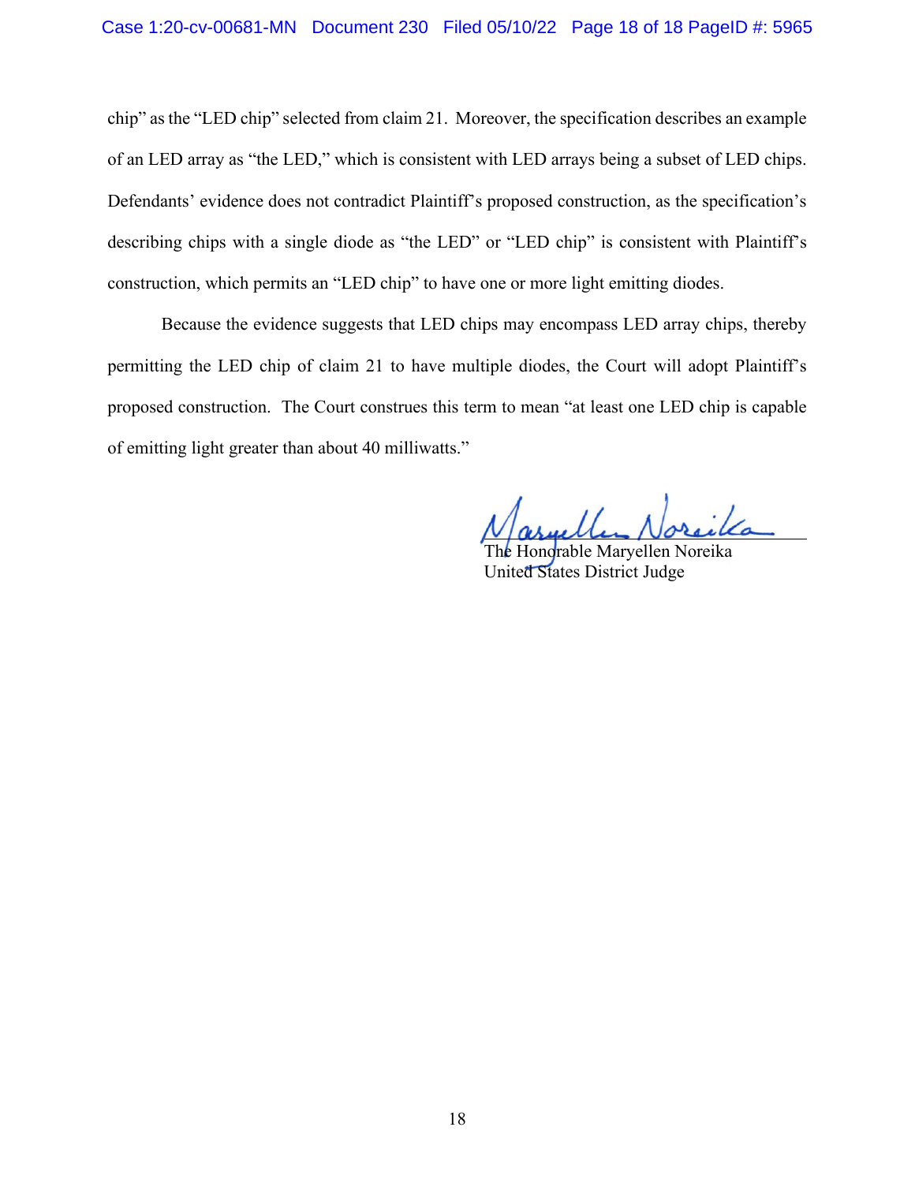chip" as the "LED chip" selected from claim 21. Moreover, the specification describes an example of an LED array as "the LED," which is consistent with LED arrays being a subset of LED chips. Defendants' evidence does not contradict Plaintiff's proposed construction, as the specification's describing chips with a single diode as "the LED" or "LED chip" is consistent with Plaintiff's construction, which permits an "LED chip" to have one or more light emitting diodes.

Because the evidence suggests that LED chips may encompass LED array chips, thereby permitting the LED chip of claim 21 to have multiple diodes, the Court will adopt Plaintiff's proposed construction. The Court construes this term to mean "at least one LED chip is capable of emitting light greater than about 40 milliwatts."

The Honorable Maryellen Noreika
United States District Judge